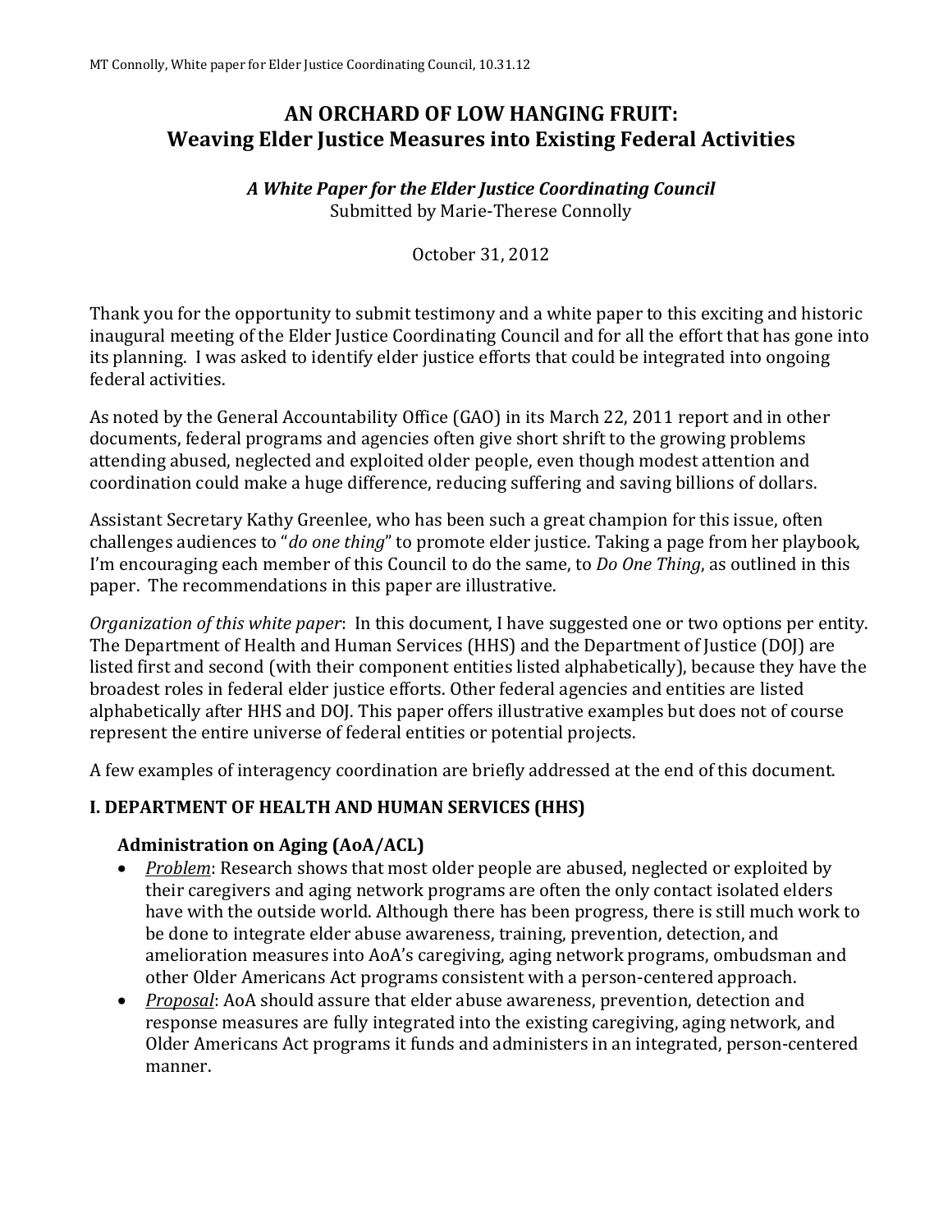# AN ORCHARD OF LOW HANGING FRUIT:
# Weaving Elder Justice Measures into Existing Federal Activities

***A White Paper for the Elder Justice Coordinating Council***
Submitted by Marie-Therese Connolly

October 31, 2012

Thank you for the opportunity to submit testimony and a white paper to this exciting and historic inaugural meeting of the Elder Justice Coordinating Council and for all the effort that has gone into its planning. I was asked to identify elder justice efforts that could be integrated into ongoing federal activities.

As noted by the General Accountability Office (GAO) in its March 22, 2011 report and in other documents, federal programs and agencies often give short shrift to the growing problems attending abused, neglected and exploited older people, even though modest attention and coordination could make a huge difference, reducing suffering and saving billions of dollars.

Assistant Secretary Kathy Greenlee, who has been such a great champion for this issue, often challenges audiences to "*do one thing*" to promote elder justice. Taking a page from her playbook, I'm encouraging each member of this Council to do the same, to *Do One Thing*, as outlined in this paper. The recommendations in this paper are illustrative.

*Organization of this white paper*: In this document, I have suggested one or two options per entity. The Department of Health and Human Services (HHS) and the Department of Justice (DOJ) are listed first and second (with their component entities listed alphabetically), because they have the broadest roles in federal elder justice efforts. Other federal agencies and entities are listed alphabetically after HHS and DOJ. This paper offers illustrative examples but does not of course represent the entire universe of federal entities or potential projects.

A few examples of interagency coordination are briefly addressed at the end of this document.

## I. DEPARTMENT OF HEALTH AND HUMAN SERVICES (HHS)

### Administration on Aging (AoA/ACL)

- *Problem*: Research shows that most older people are abused, neglected or exploited by their caregivers and aging network programs are often the only contact isolated elders have with the outside world. Although there has been progress, there is still much work to be done to integrate elder abuse awareness, training, prevention, detection, and amelioration measures into AoA's caregiving, aging network programs, ombudsman and other Older Americans Act programs consistent with a person-centered approach.
- *Proposal*: AoA should assure that elder abuse awareness, prevention, detection and response measures are fully integrated into the existing caregiving, aging network, and Older Americans Act programs it funds and administers in an integrated, person-centered manner.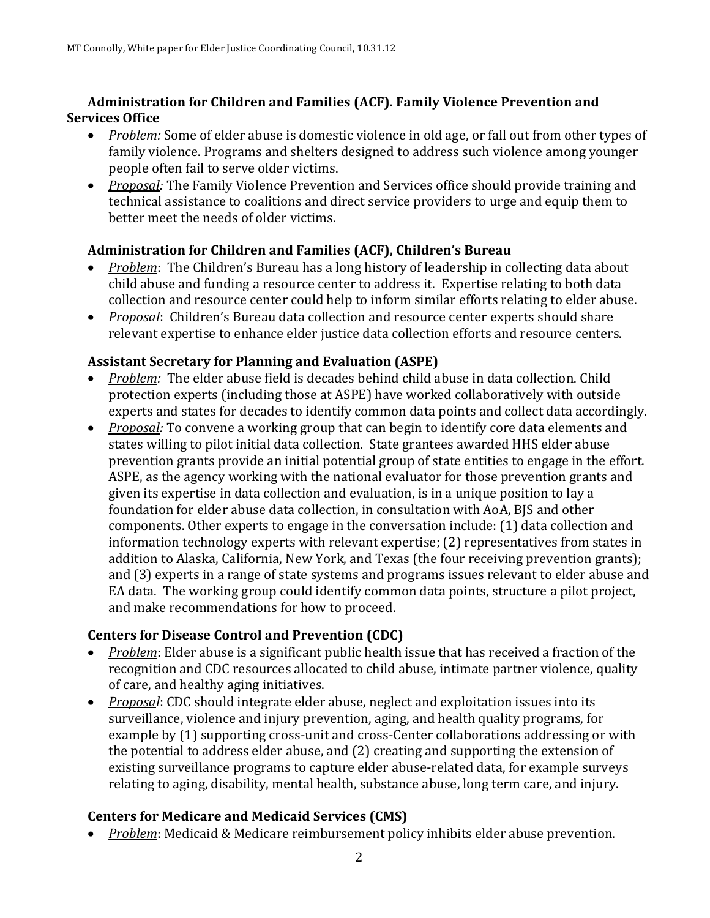**Administration for Children and Families (ACF). Family Violence Prevention and Services Office**

- *Problem:* Some of elder abuse is domestic violence in old age, or fall out from other types of family violence. Programs and shelters designed to address such violence among younger people often fail to serve older victims.
- *Proposal:* The Family Violence Prevention and Services office should provide training and technical assistance to coalitions and direct service providers to urge and equip them to better meet the needs of older victims.

**Administration for Children and Families (ACF), Children's Bureau**

- *Problem*: The Children's Bureau has a long history of leadership in collecting data about child abuse and funding a resource center to address it. Expertise relating to both data collection and resource center could help to inform similar efforts relating to elder abuse.
- *Proposal*: Children's Bureau data collection and resource center experts should share relevant expertise to enhance elder justice data collection efforts and resource centers.

**Assistant Secretary for Planning and Evaluation (ASPE)**

- *Problem:* The elder abuse field is decades behind child abuse in data collection. Child protection experts (including those at ASPE) have worked collaboratively with outside experts and states for decades to identify common data points and collect data accordingly.
- *Proposal:* To convene a working group that can begin to identify core data elements and states willing to pilot initial data collection. State grantees awarded HHS elder abuse prevention grants provide an initial potential group of state entities to engage in the effort. ASPE, as the agency working with the national evaluator for those prevention grants and given its expertise in data collection and evaluation, is in a unique position to lay a foundation for elder abuse data collection, in consultation with AoA, BJS and other components. Other experts to engage in the conversation include: (1) data collection and information technology experts with relevant expertise; (2) representatives from states in addition to Alaska, California, New York, and Texas (the four receiving prevention grants); and (3) experts in a range of state systems and programs issues relevant to elder abuse and EA data. The working group could identify common data points, structure a pilot project, and make recommendations for how to proceed.

**Centers for Disease Control and Prevention (CDC)**

- *Problem*: Elder abuse is a significant public health issue that has received a fraction of the recognition and CDC resources allocated to child abuse, intimate partner violence, quality of care, and healthy aging initiatives.
- *Proposal*: CDC should integrate elder abuse, neglect and exploitation issues into its surveillance, violence and injury prevention, aging, and health quality programs, for example by (1) supporting cross-unit and cross-Center collaborations addressing or with the potential to address elder abuse, and (2) creating and supporting the extension of existing surveillance programs to capture elder abuse-related data, for example surveys relating to aging, disability, mental health, substance abuse, long term care, and injury.

**Centers for Medicare and Medicaid Services (CMS)**

- *Problem*: Medicaid & Medicare reimbursement policy inhibits elder abuse prevention.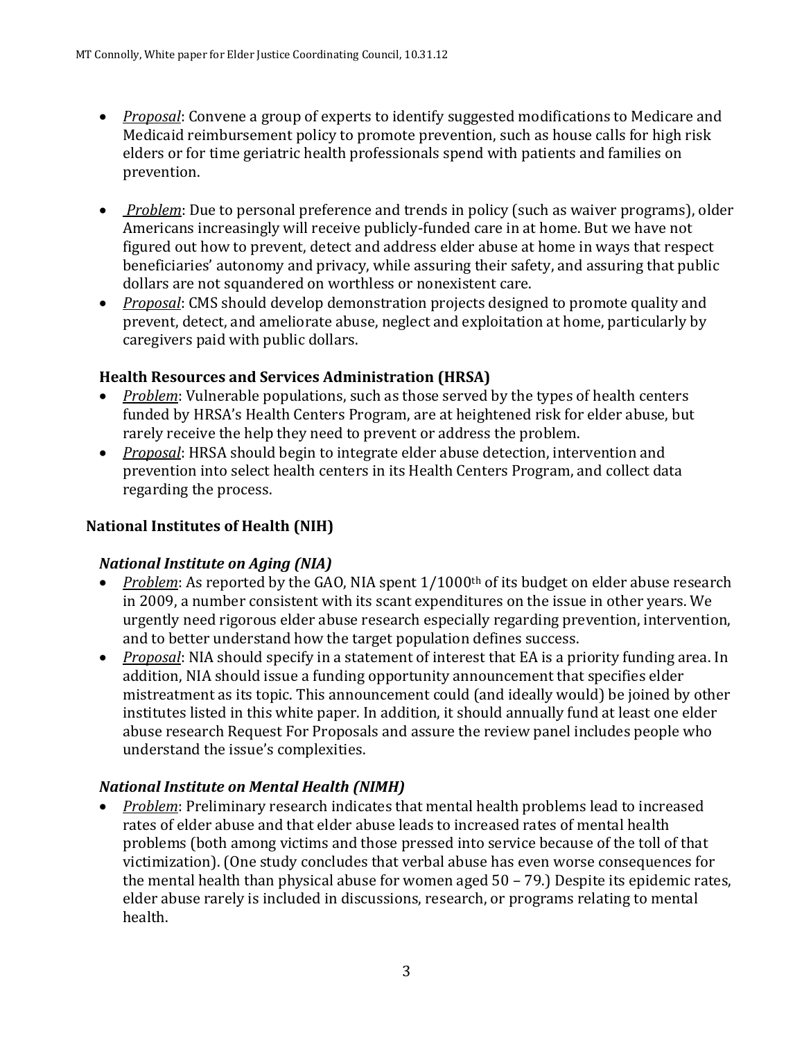- *Proposal*: Convene a group of experts to identify suggested modifications to Medicare and Medicaid reimbursement policy to promote prevention, such as house calls for high risk elders or for time geriatric health professionals spend with patients and families on prevention.

- *Problem*: Due to personal preference and trends in policy (such as waiver programs), older Americans increasingly will receive publicly-funded care in at home. But we have not figured out how to prevent, detect and address elder abuse at home in ways that respect beneficiaries' autonomy and privacy, while assuring their safety, and assuring that public dollars are not squandered on worthless or nonexistent care.
- *Proposal*: CMS should develop demonstration projects designed to promote quality and prevent, detect, and ameliorate abuse, neglect and exploitation at home, particularly by caregivers paid with public dollars.

### Health Resources and Services Administration (HRSA)

- *Problem*: Vulnerable populations, such as those served by the types of health centers funded by HRSA's Health Centers Program, are at heightened risk for elder abuse, but rarely receive the help they need to prevent or address the problem.
- *Proposal*: HRSA should begin to integrate elder abuse detection, intervention and prevention into select health centers in its Health Centers Program, and collect data regarding the process.

### National Institutes of Health (NIH)

#### *National Institute on Aging (NIA)*

- *Problem*: As reported by the GAO, NIA spent 1/1000th of its budget on elder abuse research in 2009, a number consistent with its scant expenditures on the issue in other years. We urgently need rigorous elder abuse research especially regarding prevention, intervention, and to better understand how the target population defines success.
- *Proposal*: NIA should specify in a statement of interest that EA is a priority funding area. In addition, NIA should issue a funding opportunity announcement that specifies elder mistreatment as its topic. This announcement could (and ideally would) be joined by other institutes listed in this white paper. In addition, it should annually fund at least one elder abuse research Request For Proposals and assure the review panel includes people who understand the issue's complexities.

#### *National Institute on Mental Health (NIMH)*

- *Problem*: Preliminary research indicates that mental health problems lead to increased rates of elder abuse and that elder abuse leads to increased rates of mental health problems (both among victims and those pressed into service because of the toll of that victimization). (One study concludes that verbal abuse has even worse consequences for the mental health than physical abuse for women aged 50 – 79.) Despite its epidemic rates, elder abuse rarely is included in discussions, research, or programs relating to mental health.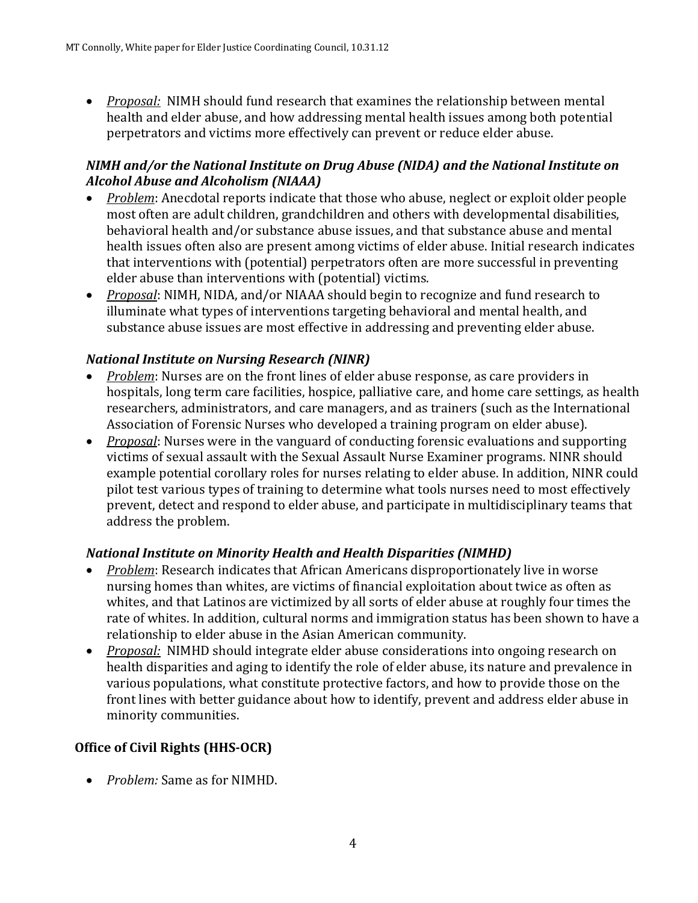- *Proposal:* NIMH should fund research that examines the relationship between mental health and elder abuse, and how addressing mental health issues among both potential perpetrators and victims more effectively can prevent or reduce elder abuse.

### *NIMH and/or the National Institute on Drug Abuse (NIDA) and the National Institute on Alcohol Abuse and Alcoholism (NIAAA)*

- *Problem*: Anecdotal reports indicate that those who abuse, neglect or exploit older people most often are adult children, grandchildren and others with developmental disabilities, behavioral health and/or substance abuse issues, and that substance abuse and mental health issues often also are present among victims of elder abuse. Initial research indicates that interventions with (potential) perpetrators often are more successful in preventing elder abuse than interventions with (potential) victims.
- *Proposal*: NIMH, NIDA, and/or NIAAA should begin to recognize and fund research to illuminate what types of interventions targeting behavioral and mental health, and substance abuse issues are most effective in addressing and preventing elder abuse.

### *National Institute on Nursing Research (NINR)*

- *Problem*: Nurses are on the front lines of elder abuse response, as care providers in hospitals, long term care facilities, hospice, palliative care, and home care settings, as health researchers, administrators, and care managers, and as trainers (such as the International Association of Forensic Nurses who developed a training program on elder abuse).
- *Proposal*: Nurses were in the vanguard of conducting forensic evaluations and supporting victims of sexual assault with the Sexual Assault Nurse Examiner programs. NINR should example potential corollary roles for nurses relating to elder abuse. In addition, NINR could pilot test various types of training to determine what tools nurses need to most effectively prevent, detect and respond to elder abuse, and participate in multidisciplinary teams that address the problem.

### *National Institute on Minority Health and Health Disparities (NIMHD)*

- *Problem*: Research indicates that African Americans disproportionately live in worse nursing homes than whites, are victims of financial exploitation about twice as often as whites, and that Latinos are victimized by all sorts of elder abuse at roughly four times the rate of whites. In addition, cultural norms and immigration status has been shown to have a relationship to elder abuse in the Asian American community.
- *Proposal:* NIMHD should integrate elder abuse considerations into ongoing research on health disparities and aging to identify the role of elder abuse, its nature and prevalence in various populations, what constitute protective factors, and how to provide those on the front lines with better guidance about how to identify, prevent and address elder abuse in minority communities.

## **Office of Civil Rights (HHS-OCR)**

- *Problem:* Same as for NIMHD.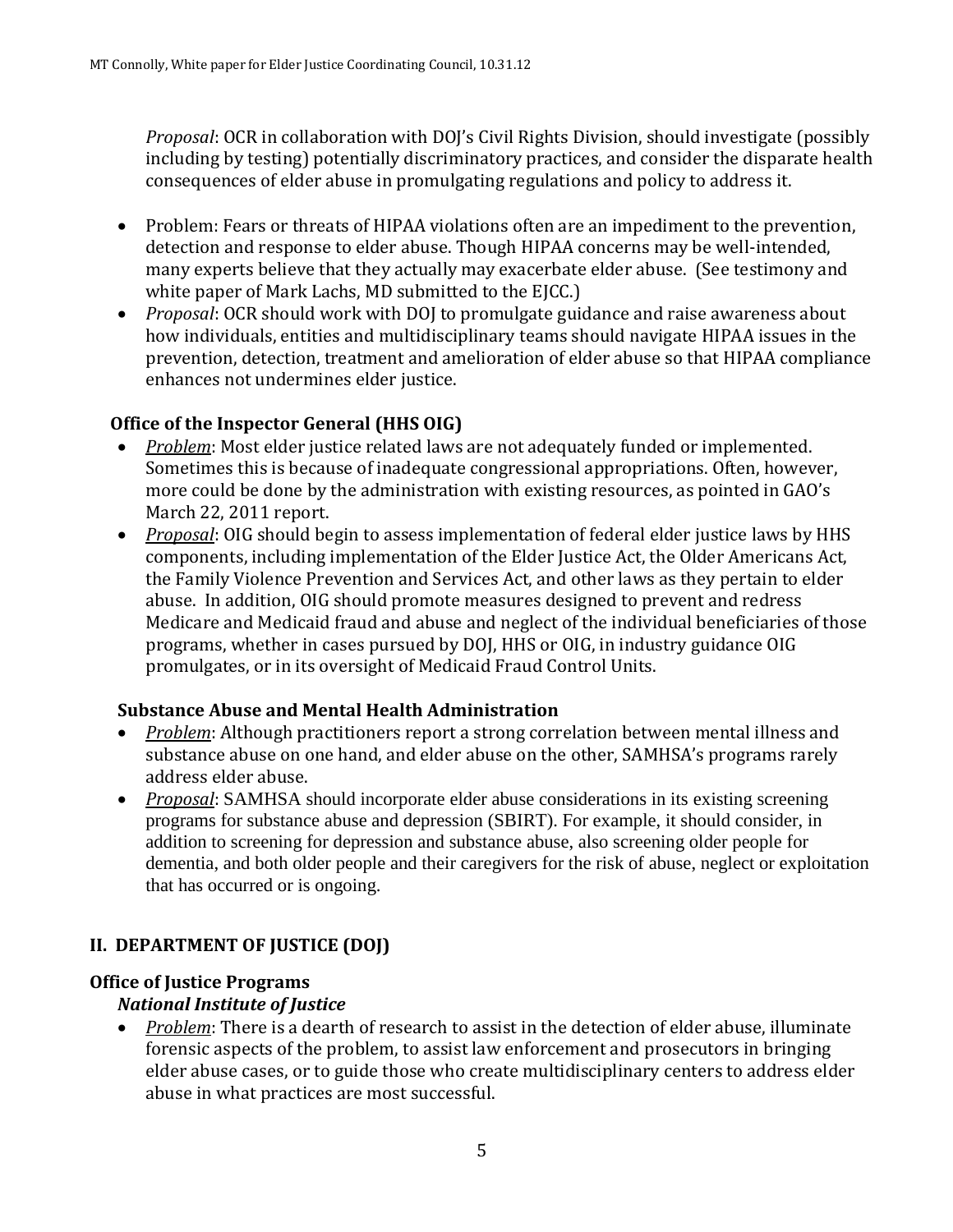*Proposal*: OCR in collaboration with DOJ's Civil Rights Division, should investigate (possibly including by testing) potentially discriminatory practices, and consider the disparate health consequences of elder abuse in promulgating regulations and policy to address it.

- Problem: Fears or threats of HIPAA violations often are an impediment to the prevention, detection and response to elder abuse. Though HIPAA concerns may be well-intended, many experts believe that they actually may exacerbate elder abuse. (See testimony and white paper of Mark Lachs, MD submitted to the EJCC.)
- *Proposal*: OCR should work with DOJ to promulgate guidance and raise awareness about how individuals, entities and multidisciplinary teams should navigate HIPAA issues in the prevention, detection, treatment and amelioration of elder abuse so that HIPAA compliance enhances not undermines elder justice.

### Office of the Inspector General (HHS OIG)

- *Problem*: Most elder justice related laws are not adequately funded or implemented. Sometimes this is because of inadequate congressional appropriations. Often, however, more could be done by the administration with existing resources, as pointed in GAO's March 22, 2011 report.
- *Proposal*: OIG should begin to assess implementation of federal elder justice laws by HHS components, including implementation of the Elder Justice Act, the Older Americans Act, the Family Violence Prevention and Services Act, and other laws as they pertain to elder abuse. In addition, OIG should promote measures designed to prevent and redress Medicare and Medicaid fraud and abuse and neglect of the individual beneficiaries of those programs, whether in cases pursued by DOJ, HHS or OIG, in industry guidance OIG promulgates, or in its oversight of Medicaid Fraud Control Units.

### Substance Abuse and Mental Health Administration

- *Problem*: Although practitioners report a strong correlation between mental illness and substance abuse on one hand, and elder abuse on the other, SAMHSA's programs rarely address elder abuse.
- *Proposal*: SAMHSA should incorporate elder abuse considerations in its existing screening programs for substance abuse and depression (SBIRT). For example, it should consider, in addition to screening for depression and substance abuse, also screening older people for dementia, and both older people and their caregivers for the risk of abuse, neglect or exploitation that has occurred or is ongoing.

## II. DEPARTMENT OF JUSTICE (DOJ)

### Office of Justice Programs

#### *National Institute of Justice*

- *Problem*: There is a dearth of research to assist in the detection of elder abuse, illuminate forensic aspects of the problem, to assist law enforcement and prosecutors in bringing elder abuse cases, or to guide those who create multidisciplinary centers to address elder abuse in what practices are most successful.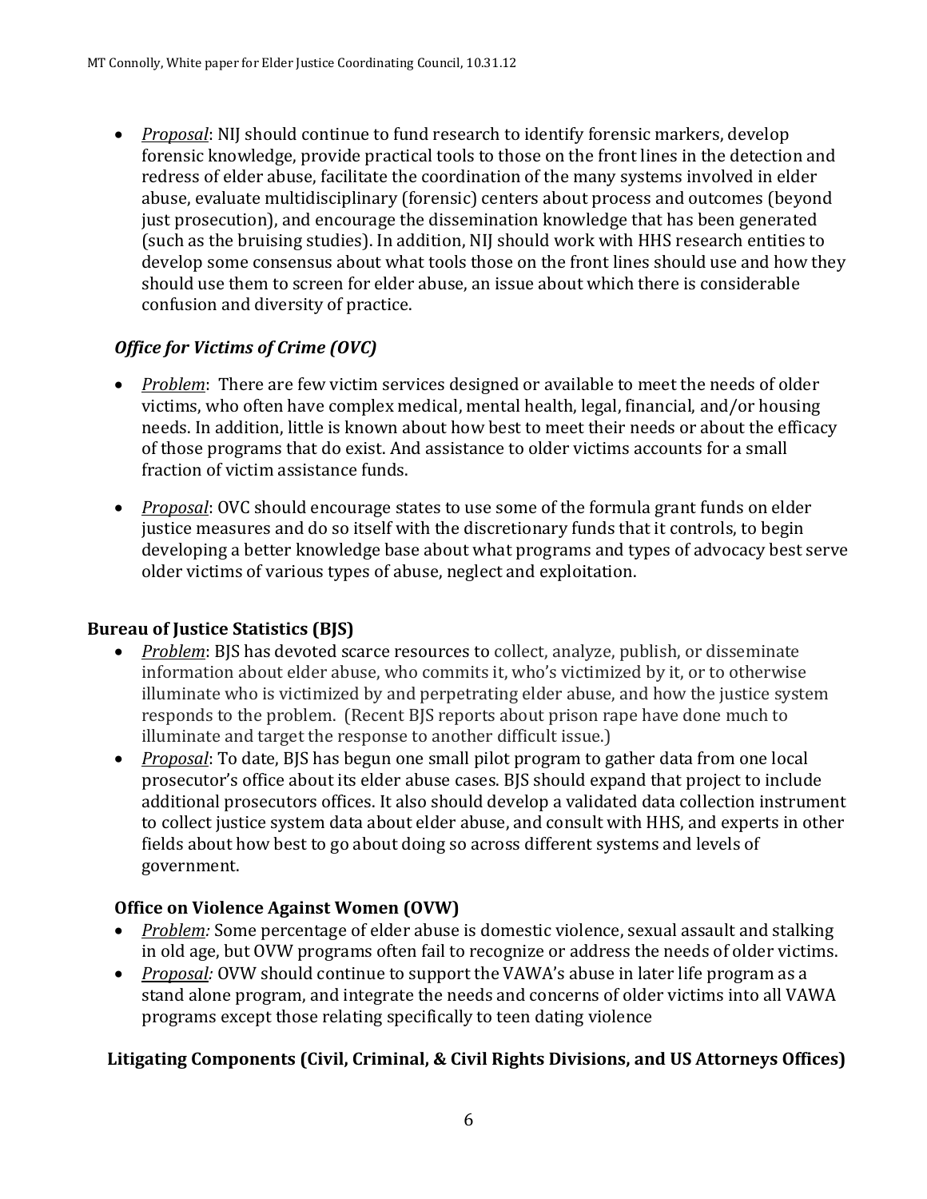- *Proposal*: NIJ should continue to fund research to identify forensic markers, develop forensic knowledge, provide practical tools to those on the front lines in the detection and redress of elder abuse, facilitate the coordination of the many systems involved in elder abuse, evaluate multidisciplinary (forensic) centers about process and outcomes (beyond just prosecution), and encourage the dissemination knowledge that has been generated (such as the bruising studies). In addition, NIJ should work with HHS research entities to develop some consensus about what tools those on the front lines should use and how they should use them to screen for elder abuse, an issue about which there is considerable confusion and diversity of practice.

### *Office for Victims of Crime (OVC)*

- *Problem*: There are few victim services designed or available to meet the needs of older victims, who often have complex medical, mental health, legal, financial, and/or housing needs. In addition, little is known about how best to meet their needs or about the efficacy of those programs that do exist. And assistance to older victims accounts for a small fraction of victim assistance funds.

- *Proposal*: OVC should encourage states to use some of the formula grant funds on elder justice measures and do so itself with the discretionary funds that it controls, to begin developing a better knowledge base about what programs and types of advocacy best serve older victims of various types of abuse, neglect and exploitation.

### **Bureau of Justice Statistics (BJS)**

- *Problem*: BJS has devoted scarce resources to collect, analyze, publish, or disseminate information about elder abuse, who commits it, who's victimized by it, or to otherwise illuminate who is victimized by and perpetrating elder abuse, and how the justice system responds to the problem. (Recent BJS reports about prison rape have done much to illuminate and target the response to another difficult issue.)
- *Proposal*: To date, BJS has begun one small pilot program to gather data from one local prosecutor's office about its elder abuse cases. BJS should expand that project to include additional prosecutors offices. It also should develop a validated data collection instrument to collect justice system data about elder abuse, and consult with HHS, and experts in other fields about how best to go about doing so across different systems and levels of government.

### **Office on Violence Against Women (OVW)**

- *Problem:* Some percentage of elder abuse is domestic violence, sexual assault and stalking in old age, but OVW programs often fail to recognize or address the needs of older victims.
- *Proposal:* OVW should continue to support the VAWA's abuse in later life program as a stand alone program, and integrate the needs and concerns of older victims into all VAWA programs except those relating specifically to teen dating violence

### **Litigating Components (Civil, Criminal, & Civil Rights Divisions, and US Attorneys Offices)**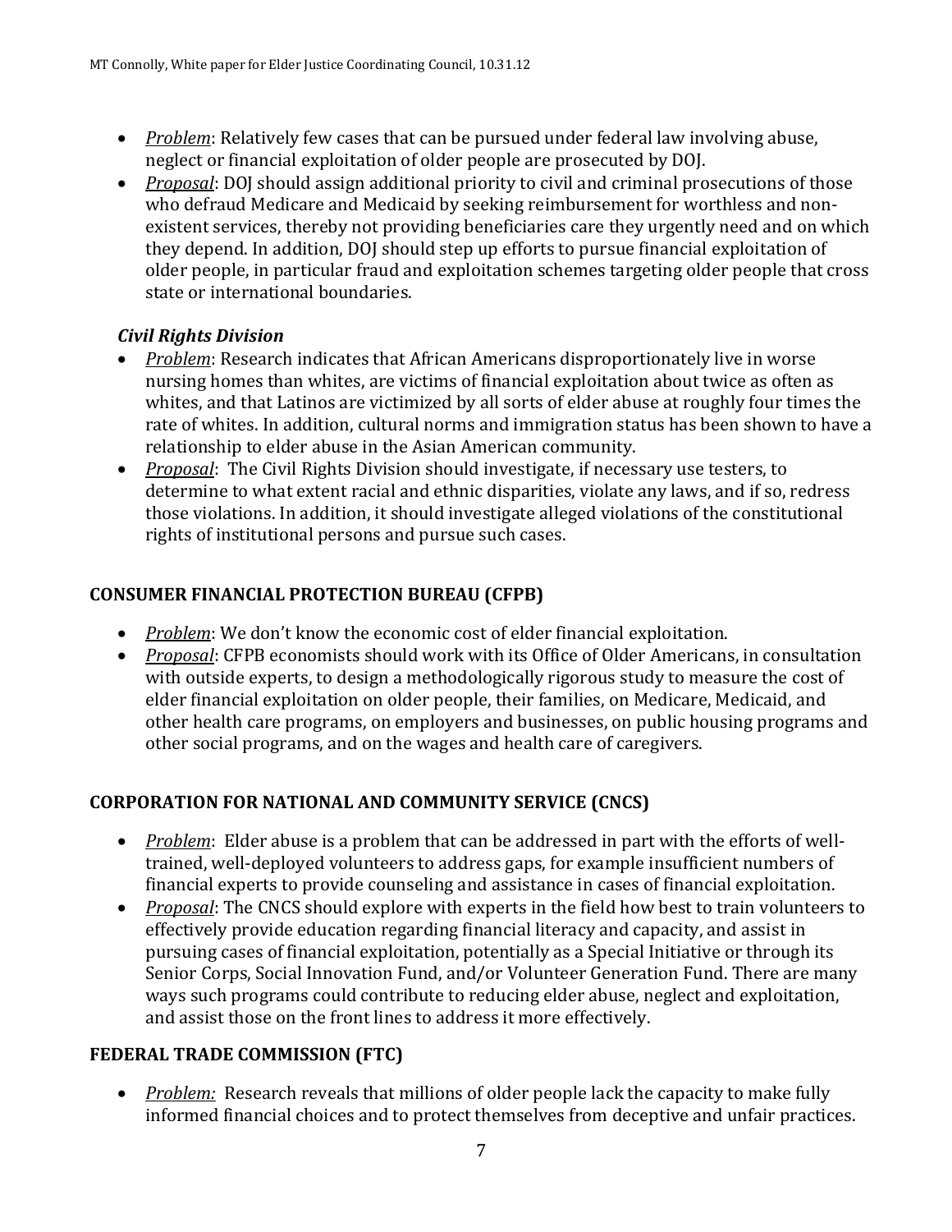- *Problem*: Relatively few cases that can be pursued under federal law involving abuse, neglect or financial exploitation of older people are prosecuted by DOJ.
- *Proposal*: DOJ should assign additional priority to civil and criminal prosecutions of those who defraud Medicare and Medicaid by seeking reimbursement for worthless and non-existent services, thereby not providing beneficiaries care they urgently need and on which they depend. In addition, DOJ should step up efforts to pursue financial exploitation of older people, in particular fraud and exploitation schemes targeting older people that cross state or international boundaries.

### *Civil Rights Division*

- *Problem*: Research indicates that African Americans disproportionately live in worse nursing homes than whites, are victims of financial exploitation about twice as often as whites, and that Latinos are victimized by all sorts of elder abuse at roughly four times the rate of whites. In addition, cultural norms and immigration status has been shown to have a relationship to elder abuse in the Asian American community.
- *Proposal*: The Civil Rights Division should investigate, if necessary use testers, to determine to what extent racial and ethnic disparities, violate any laws, and if so, redress those violations. In addition, it should investigate alleged violations of the constitutional rights of institutional persons and pursue such cases.

## CONSUMER FINANCIAL PROTECTION BUREAU (CFPB)

- *Problem*: We don't know the economic cost of elder financial exploitation.
- *Proposal*: CFPB economists should work with its Office of Older Americans, in consultation with outside experts, to design a methodologically rigorous study to measure the cost of elder financial exploitation on older people, their families, on Medicare, Medicaid, and other health care programs, on employers and businesses, on public housing programs and other social programs, and on the wages and health care of caregivers.

## CORPORATION FOR NATIONAL AND COMMUNITY SERVICE (CNCS)

- *Problem*: Elder abuse is a problem that can be addressed in part with the efforts of well-trained, well-deployed volunteers to address gaps, for example insufficient numbers of financial experts to provide counseling and assistance in cases of financial exploitation.
- *Proposal*: The CNCS should explore with experts in the field how best to train volunteers to effectively provide education regarding financial literacy and capacity, and assist in pursuing cases of financial exploitation, potentially as a Special Initiative or through its Senior Corps, Social Innovation Fund, and/or Volunteer Generation Fund. There are many ways such programs could contribute to reducing elder abuse, neglect and exploitation, and assist those on the front lines to address it more effectively.

## FEDERAL TRADE COMMISSION (FTC)

- *Problem:* Research reveals that millions of older people lack the capacity to make fully informed financial choices and to protect themselves from deceptive and unfair practices.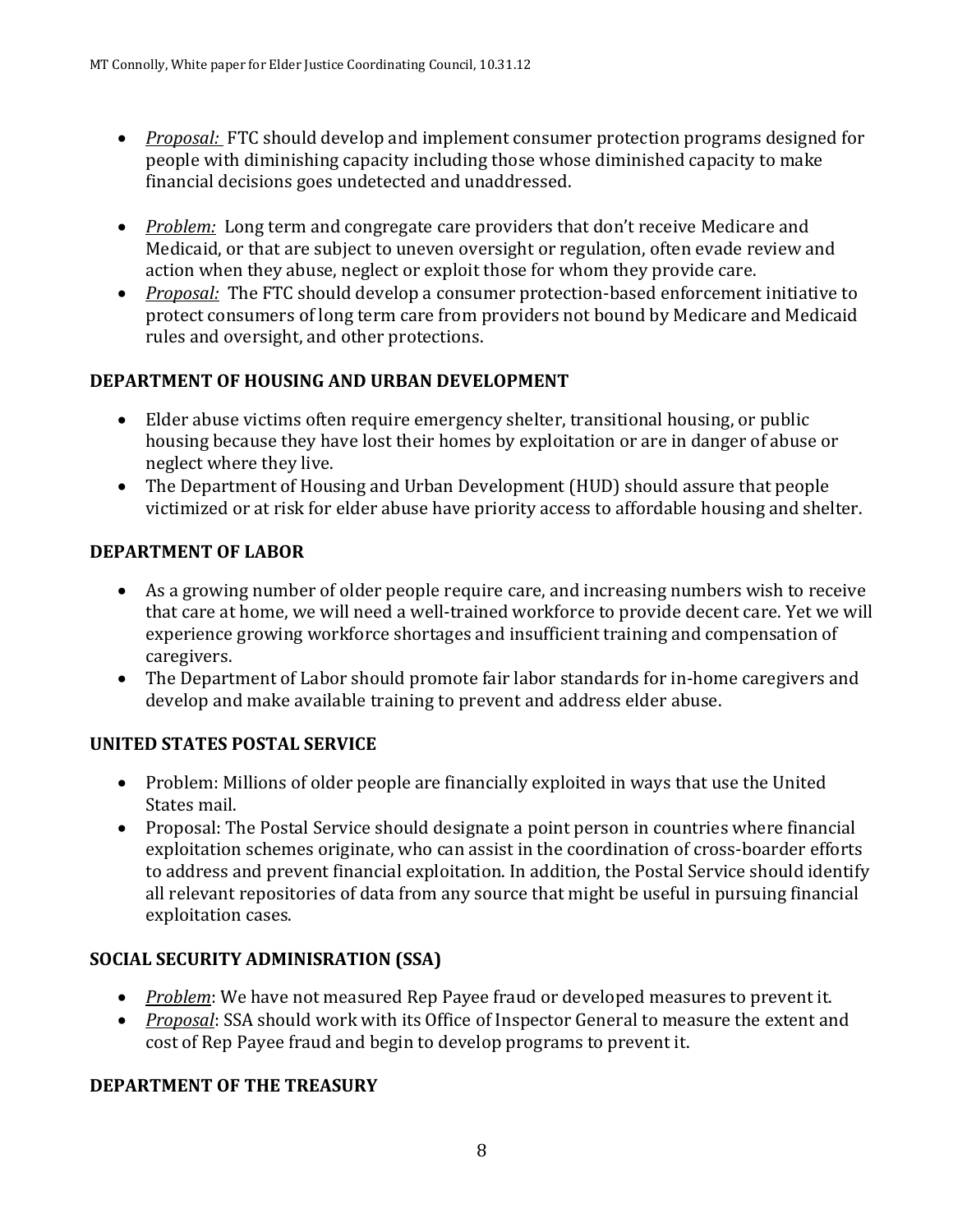- *Proposal:* FTC should develop and implement consumer protection programs designed for people with diminishing capacity including those whose diminished capacity to make financial decisions goes undetected and unaddressed.

- *Problem:* Long term and congregate care providers that don't receive Medicare and Medicaid, or that are subject to uneven oversight or regulation, often evade review and action when they abuse, neglect or exploit those for whom they provide care.
- *Proposal:* The FTC should develop a consumer protection-based enforcement initiative to protect consumers of long term care from providers not bound by Medicare and Medicaid rules and oversight, and other protections.

**DEPARTMENT OF HOUSING AND URBAN DEVELOPMENT**

- Elder abuse victims often require emergency shelter, transitional housing, or public housing because they have lost their homes by exploitation or are in danger of abuse or neglect where they live.
- The Department of Housing and Urban Development (HUD) should assure that people victimized or at risk for elder abuse have priority access to affordable housing and shelter.

**DEPARTMENT OF LABOR**

- As a growing number of older people require care, and increasing numbers wish to receive that care at home, we will need a well-trained workforce to provide decent care. Yet we will experience growing workforce shortages and insufficient training and compensation of caregivers.
- The Department of Labor should promote fair labor standards for in-home caregivers and develop and make available training to prevent and address elder abuse.

**UNITED STATES POSTAL SERVICE**

- Problem: Millions of older people are financially exploited in ways that use the United States mail.
- Proposal: The Postal Service should designate a point person in countries where financial exploitation schemes originate, who can assist in the coordination of cross-boarder efforts to address and prevent financial exploitation. In addition, the Postal Service should identify all relevant repositories of data from any source that might be useful in pursuing financial exploitation cases.

**SOCIAL SECURITY ADMINISRATION (SSA)**

- *Problem*: We have not measured Rep Payee fraud or developed measures to prevent it.
- *Proposal*: SSA should work with its Office of Inspector General to measure the extent and cost of Rep Payee fraud and begin to develop programs to prevent it.

**DEPARTMENT OF THE TREASURY**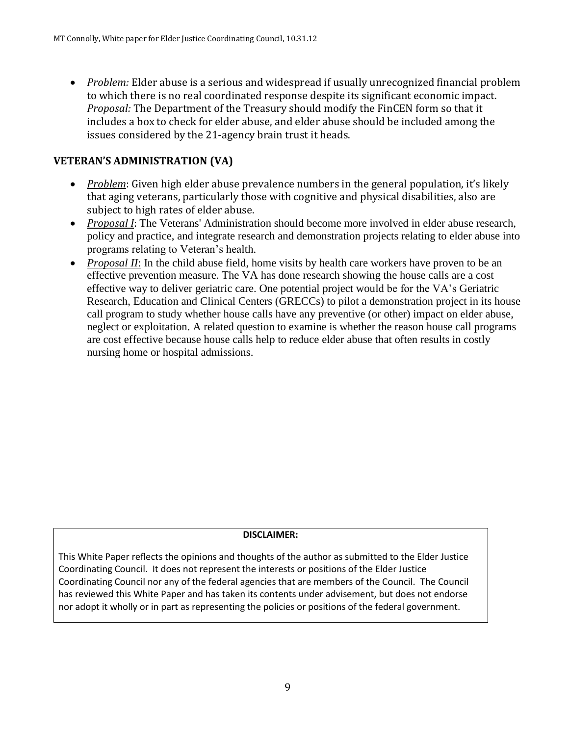- *Problem:* Elder abuse is a serious and widespread if usually unrecognized financial problem to which there is no real coordinated response despite its significant economic impact. *Proposal:* The Department of the Treasury should modify the FinCEN form so that it includes a box to check for elder abuse, and elder abuse should be included among the issues considered by the 21-agency brain trust it heads.

## VETERAN'S ADMINISTRATION (VA)

- *Problem*: Given high elder abuse prevalence numbers in the general population, it's likely that aging veterans, particularly those with cognitive and physical disabilities, also are subject to high rates of elder abuse.
- *Proposal I*: The Veterans' Administration should become more involved in elder abuse research, policy and practice, and integrate research and demonstration projects relating to elder abuse into programs relating to Veteran's health.
- *Proposal II*: In the child abuse field, home visits by health care workers have proven to be an effective prevention measure. The VA has done research showing the house calls are a cost effective way to deliver geriatric care. One potential project would be for the VA's Geriatric Research, Education and Clinical Centers (GRECCs) to pilot a demonstration project in its house call program to study whether house calls have any preventive (or other) impact on elder abuse, neglect or exploitation. A related question to examine is whether the reason house call programs are cost effective because house calls help to reduce elder abuse that often results in costly nursing home or hospital admissions.

**DISCLAIMER:**

This White Paper reflects the opinions and thoughts of the author as submitted to the Elder Justice Coordinating Council. It does not represent the interests or positions of the Elder Justice Coordinating Council nor any of the federal agencies that are members of the Council. The Council has reviewed this White Paper and has taken its contents under advisement, but does not endorse nor adopt it wholly or in part as representing the policies or positions of the federal government.